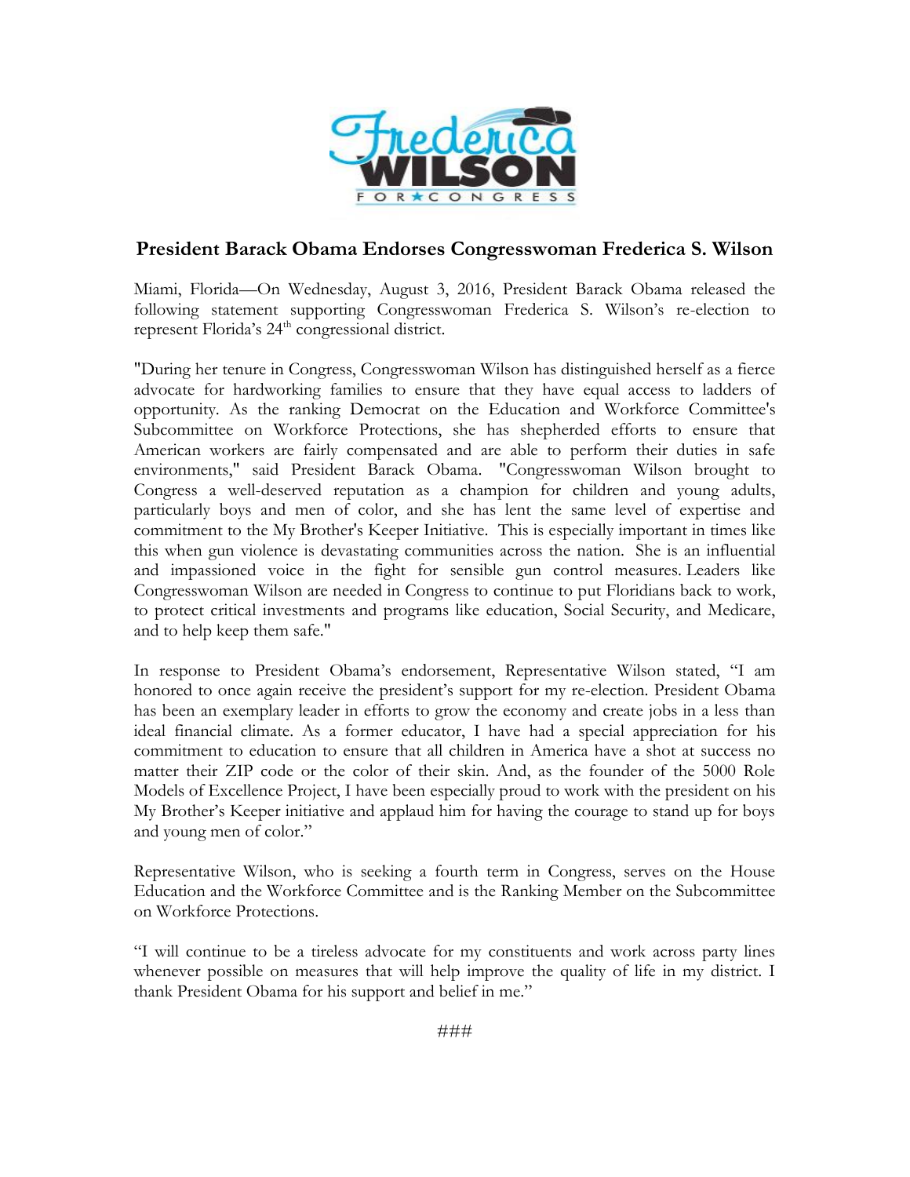Frederica WILSON FOR ★ CONGRESS

## President Barack Obama Endorses Congresswoman Frederica S. Wilson

Miami, Florida—On Wednesday, August 3, 2016, President Barack Obama released the following statement supporting Congresswoman Frederica S. Wilson's re-election to represent Florida's 24th congressional district.

"During her tenure in Congress, Congresswoman Wilson has distinguished herself as a fierce advocate for hardworking families to ensure that they have equal access to ladders of opportunity. As the ranking Democrat on the Education and Workforce Committee's Subcommittee on Workforce Protections, she has shepherded efforts to ensure that American workers are fairly compensated and are able to perform their duties in safe environments," said President Barack Obama. "Congresswoman Wilson brought to Congress a well-deserved reputation as a champion for children and young adults, particularly boys and men of color, and she has lent the same level of expertise and commitment to the My Brother's Keeper Initiative. This is especially important in times like this when gun violence is devastating communities across the nation. She is an influential and impassioned voice in the fight for sensible gun control measures. Leaders like Congresswoman Wilson are needed in Congress to continue to put Floridians back to work, to protect critical investments and programs like education, Social Security, and Medicare, and to help keep them safe."

In response to President Obama's endorsement, Representative Wilson stated, "I am honored to once again receive the president's support for my re-election. President Obama has been an exemplary leader in efforts to grow the economy and create jobs in a less than ideal financial climate. As a former educator, I have had a special appreciation for his commitment to education to ensure that all children in America have a shot at success no matter their ZIP code or the color of their skin. And, as the founder of the 5000 Role Models of Excellence Project, I have been especially proud to work with the president on his My Brother's Keeper initiative and applaud him for having the courage to stand up for boys and young men of color."

Representative Wilson, who is seeking a fourth term in Congress, serves on the House Education and the Workforce Committee and is the Ranking Member on the Subcommittee on Workforce Protections.

"I will continue to be a tireless advocate for my constituents and work across party lines whenever possible on measures that will help improve the quality of life in my district. I thank President Obama for his support and belief in me."

###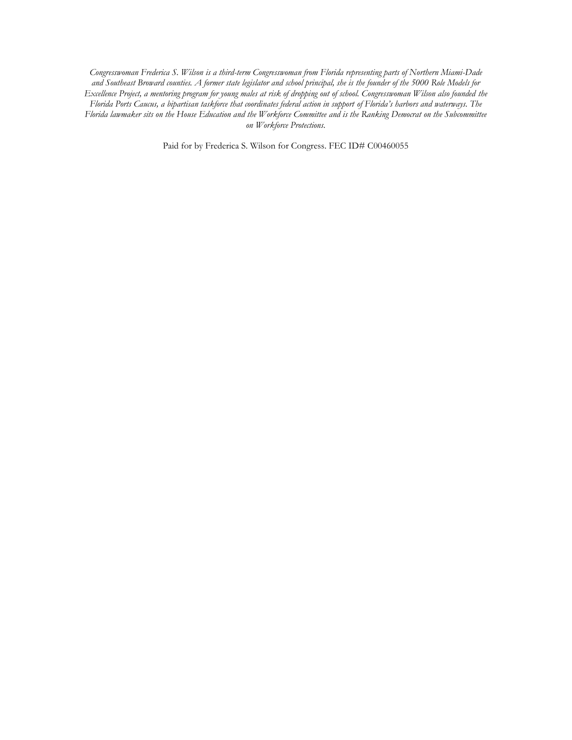*Congresswoman Frederica S. Wilson is a third-term Congresswoman from Florida representing parts of Northern Miami-Dade and Southeast Broward counties. A former state legislator and school principal, she is the founder of the 5000 Role Models for Excellence Project, a mentoring program for young males at risk of dropping out of school. Congresswoman Wilson also founded the Florida Ports Caucus, a bipartisan taskforce that coordinates federal action in support of Florida's harbors and waterways. The Florida lawmaker sits on the House Education and the Workforce Committee and is the Ranking Democrat on the Subcommittee on Workforce Protections.*

Paid for by Frederica S. Wilson for Congress. FEC ID# C00460055